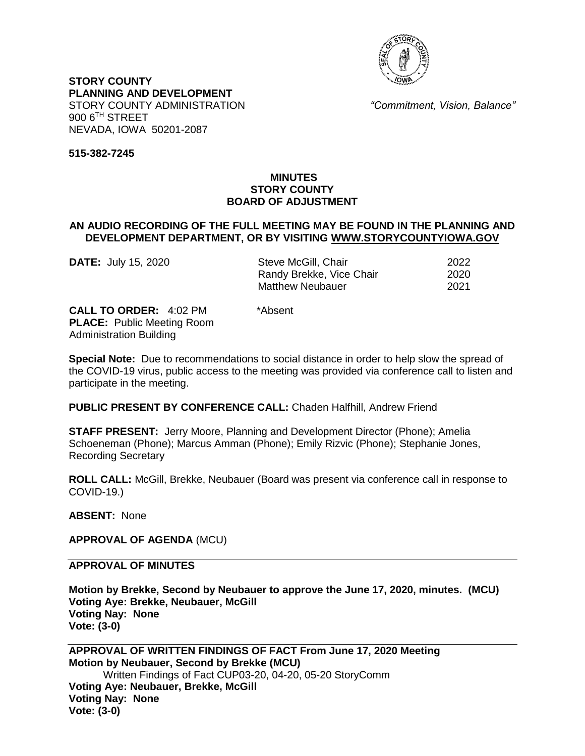**STORY COUNTY**
**PLANNING AND DEVELOPMENT**
STORY COUNTY ADMINISTRATION
900 6TH STREET
NEVADA, IOWA 50201-2087

*"Commitment, Vision, Balance"*

**515-382-7245**

# MINUTES
# STORY COUNTY
# BOARD OF ADJUSTMENT

**AN AUDIO RECORDING OF THE FULL MEETING MAY BE FOUND IN THE PLANNING AND DEVELOPMENT DEPARTMENT, OR BY VISITING WWW.STORYCOUNTYIOWA.GOV**

**DATE:** July 15, 2020

| | |
|---|---|
| Steve McGill, Chair | 2022 |
| Randy Brekke, Vice Chair | 2020 |
| Matthew Neubauer | 2021 |

**CALL TO ORDER:** 4:02 PM
**PLACE:** Public Meeting Room
Administration Building

*Absent

**Special Note:** Due to recommendations to social distance in order to help slow the spread of the COVID-19 virus, public access to the meeting was provided via conference call to listen and participate in the meeting.

**PUBLIC PRESENT BY CONFERENCE CALL:** Chaden Halfhill, Andrew Friend

**STAFF PRESENT:** Jerry Moore, Planning and Development Director (Phone); Amelia Schoeneman (Phone); Marcus Amman (Phone); Emily Rizvic (Phone); Stephanie Jones, Recording Secretary

**ROLL CALL:** McGill, Brekke, Neubauer (Board was present via conference call in response to COVID-19.)

**ABSENT:** None

**APPROVAL OF AGENDA** (MCU)

## APPROVAL OF MINUTES

**Motion by Brekke, Second by Neubauer to approve the June 17, 2020, minutes. (MCU)**
**Voting Aye: Brekke, Neubauer, McGill**
**Voting Nay: None**
**Vote: (3-0)**

## APPROVAL OF WRITTEN FINDINGS OF FACT From June 17, 2020 Meeting

**Motion by Neubauer, Second by Brekke (MCU)**
Written Findings of Fact CUP03-20, 04-20, 05-20 StoryComm
**Voting Aye: Neubauer, Brekke, McGill**
**Voting Nay: None**
**Vote: (3-0)**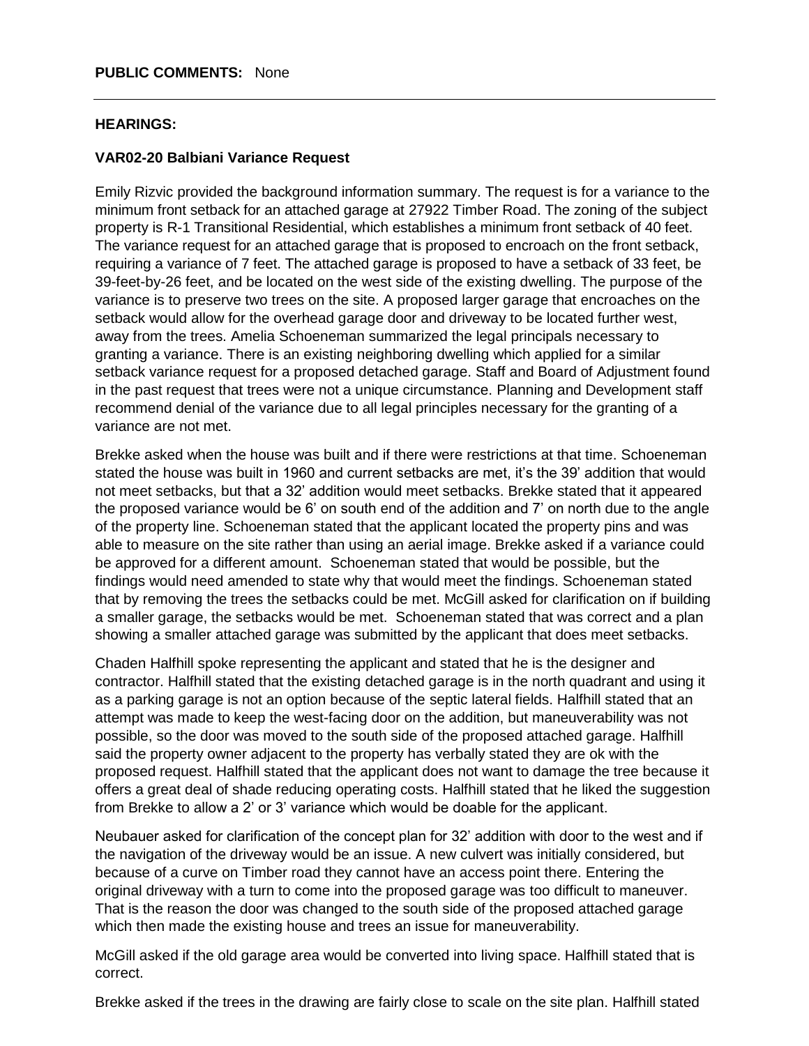**PUBLIC COMMENTS:** None

---

**HEARINGS:**

**VAR02-20 Balbiani Variance Request**

Emily Rizvic provided the background information summary. The request is for a variance to the minimum front setback for an attached garage at 27922 Timber Road. The zoning of the subject property is R-1 Transitional Residential, which establishes a minimum front setback of 40 feet. The variance request for an attached garage that is proposed to encroach on the front setback, requiring a variance of 7 feet. The attached garage is proposed to have a setback of 33 feet, be 39-feet-by-26 feet, and be located on the west side of the existing dwelling. The purpose of the variance is to preserve two trees on the site. A proposed larger garage that encroaches on the setback would allow for the overhead garage door and driveway to be located further west, away from the trees. Amelia Schoeneman summarized the legal principals necessary to granting a variance. There is an existing neighboring dwelling which applied for a similar setback variance request for a proposed detached garage. Staff and Board of Adjustment found in the past request that trees were not a unique circumstance. Planning and Development staff recommend denial of the variance due to all legal principles necessary for the granting of a variance are not met.

Brekke asked when the house was built and if there were restrictions at that time. Schoeneman stated the house was built in 1960 and current setbacks are met, it's the 39' addition that would not meet setbacks, but that a 32' addition would meet setbacks. Brekke stated that it appeared the proposed variance would be 6' on south end of the addition and 7' on north due to the angle of the property line. Schoeneman stated that the applicant located the property pins and was able to measure on the site rather than using an aerial image. Brekke asked if a variance could be approved for a different amount. Schoeneman stated that would be possible, but the findings would need amended to state why that would meet the findings. Schoeneman stated that by removing the trees the setbacks could be met. McGill asked for clarification on if building a smaller garage, the setbacks would be met. Schoeneman stated that was correct and a plan showing a smaller attached garage was submitted by the applicant that does meet setbacks.

Chaden Halfhill spoke representing the applicant and stated that he is the designer and contractor. Halfhill stated that the existing detached garage is in the north quadrant and using it as a parking garage is not an option because of the septic lateral fields. Halfhill stated that an attempt was made to keep the west-facing door on the addition, but maneuverability was not possible, so the door was moved to the south side of the proposed attached garage. Halfhill said the property owner adjacent to the property has verbally stated they are ok with the proposed request. Halfhill stated that the applicant does not want to damage the tree because it offers a great deal of shade reducing operating costs. Halfhill stated that he liked the suggestion from Brekke to allow a 2' or 3' variance which would be doable for the applicant.

Neubauer asked for clarification of the concept plan for 32' addition with door to the west and if the navigation of the driveway would be an issue. A new culvert was initially considered, but because of a curve on Timber road they cannot have an access point there. Entering the original driveway with a turn to come into the proposed garage was too difficult to maneuver. That is the reason the door was changed to the south side of the proposed attached garage which then made the existing house and trees an issue for maneuverability.

McGill asked if the old garage area would be converted into living space. Halfhill stated that is correct.

Brekke asked if the trees in the drawing are fairly close to scale on the site plan. Halfhill stated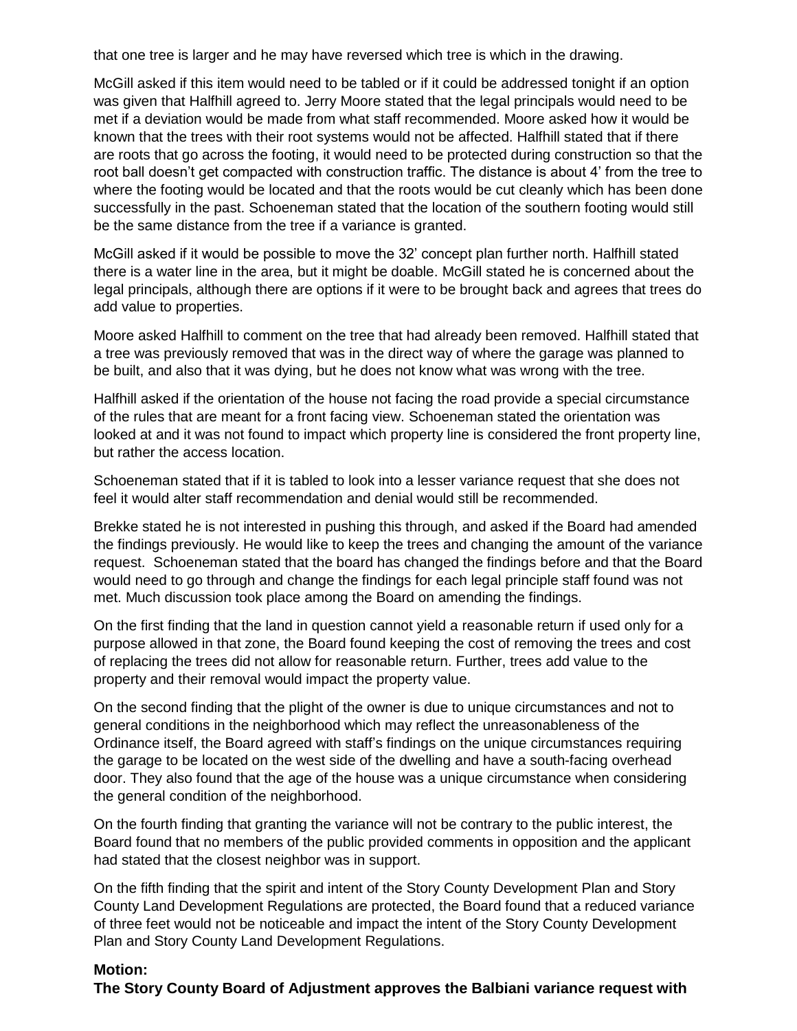that one tree is larger and he may have reversed which tree is which in the drawing.

McGill asked if this item would need to be tabled or if it could be addressed tonight if an option was given that Halfhill agreed to. Jerry Moore stated that the legal principals would need to be met if a deviation would be made from what staff recommended. Moore asked how it would be known that the trees with their root systems would not be affected. Halfhill stated that if there are roots that go across the footing, it would need to be protected during construction so that the root ball doesn't get compacted with construction traffic. The distance is about 4' from the tree to where the footing would be located and that the roots would be cut cleanly which has been done successfully in the past. Schoeneman stated that the location of the southern footing would still be the same distance from the tree if a variance is granted.

McGill asked if it would be possible to move the 32' concept plan further north. Halfhill stated there is a water line in the area, but it might be doable. McGill stated he is concerned about the legal principals, although there are options if it were to be brought back and agrees that trees do add value to properties.

Moore asked Halfhill to comment on the tree that had already been removed. Halfhill stated that a tree was previously removed that was in the direct way of where the garage was planned to be built, and also that it was dying, but he does not know what was wrong with the tree.

Halfhill asked if the orientation of the house not facing the road provide a special circumstance of the rules that are meant for a front facing view. Schoeneman stated the orientation was looked at and it was not found to impact which property line is considered the front property line, but rather the access location.

Schoeneman stated that if it is tabled to look into a lesser variance request that she does not feel it would alter staff recommendation and denial would still be recommended.

Brekke stated he is not interested in pushing this through, and asked if the Board had amended the findings previously. He would like to keep the trees and changing the amount of the variance request. Schoeneman stated that the board has changed the findings before and that the Board would need to go through and change the findings for each legal principle staff found was not met. Much discussion took place among the Board on amending the findings.

On the first finding that the land in question cannot yield a reasonable return if used only for a purpose allowed in that zone, the Board found keeping the cost of removing the trees and cost of replacing the trees did not allow for reasonable return. Further, trees add value to the property and their removal would impact the property value.

On the second finding that the plight of the owner is due to unique circumstances and not to general conditions in the neighborhood which may reflect the unreasonableness of the Ordinance itself, the Board agreed with staff's findings on the unique circumstances requiring the garage to be located on the west side of the dwelling and have a south-facing overhead door. They also found that the age of the house was a unique circumstance when considering the general condition of the neighborhood.

On the fourth finding that granting the variance will not be contrary to the public interest, the Board found that no members of the public provided comments in opposition and the applicant had stated that the closest neighbor was in support.

On the fifth finding that the spirit and intent of the Story County Development Plan and Story County Land Development Regulations are protected, the Board found that a reduced variance of three feet would not be noticeable and impact the intent of the Story County Development Plan and Story County Land Development Regulations.

**Motion:**
**The Story County Board of Adjustment approves the Balbiani variance request with**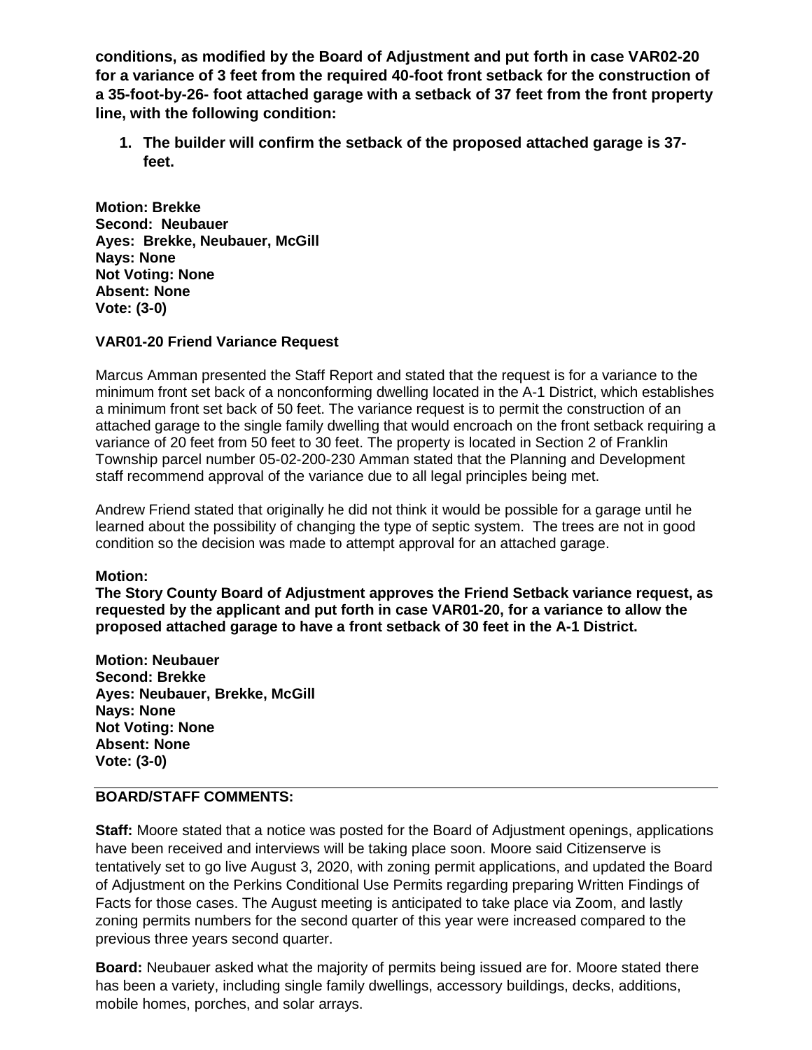**conditions, as modified by the Board of Adjustment and put forth in case VAR02-20 for a variance of 3 feet from the required 40-foot front setback for the construction of a 35-foot-by-26- foot attached garage with a setback of 37 feet from the front property line, with the following condition:**

1. **The builder will confirm the setback of the proposed attached garage is 37-feet.**

**Motion: Brekke**
**Second: Neubauer**
**Ayes: Brekke, Neubauer, McGill**
**Nays: None**
**Not Voting: None**
**Absent: None**
**Vote: (3-0)**

**VAR01-20 Friend Variance Request**

Marcus Amman presented the Staff Report and stated that the request is for a variance to the minimum front set back of a nonconforming dwelling located in the A-1 District, which establishes a minimum front set back of 50 feet. The variance request is to permit the construction of an attached garage to the single family dwelling that would encroach on the front setback requiring a variance of 20 feet from 50 feet to 30 feet. The property is located in Section 2 of Franklin Township parcel number 05-02-200-230 Amman stated that the Planning and Development staff recommend approval of the variance due to all legal principles being met.

Andrew Friend stated that originally he did not think it would be possible for a garage until he learned about the possibility of changing the type of septic system. The trees are not in good condition so the decision was made to attempt approval for an attached garage.

**Motion:**
**The Story County Board of Adjustment approves the Friend Setback variance request, as requested by the applicant and put forth in case VAR01-20, for a variance to allow the proposed attached garage to have a front setback of 30 feet in the A-1 District.**

**Motion: Neubauer**
**Second: Brekke**
**Ayes: Neubauer, Brekke, McGill**
**Nays: None**
**Not Voting: None**
**Absent: None**
**Vote: (3-0)**

**BOARD/STAFF COMMENTS:**

**Staff:** Moore stated that a notice was posted for the Board of Adjustment openings, applications have been received and interviews will be taking place soon. Moore said Citizenserve is tentatively set to go live August 3, 2020, with zoning permit applications, and updated the Board of Adjustment on the Perkins Conditional Use Permits regarding preparing Written Findings of Facts for those cases. The August meeting is anticipated to take place via Zoom, and lastly zoning permits numbers for the second quarter of this year were increased compared to the previous three years second quarter.

**Board:** Neubauer asked what the majority of permits being issued are for. Moore stated there has been a variety, including single family dwellings, accessory buildings, decks, additions, mobile homes, porches, and solar arrays.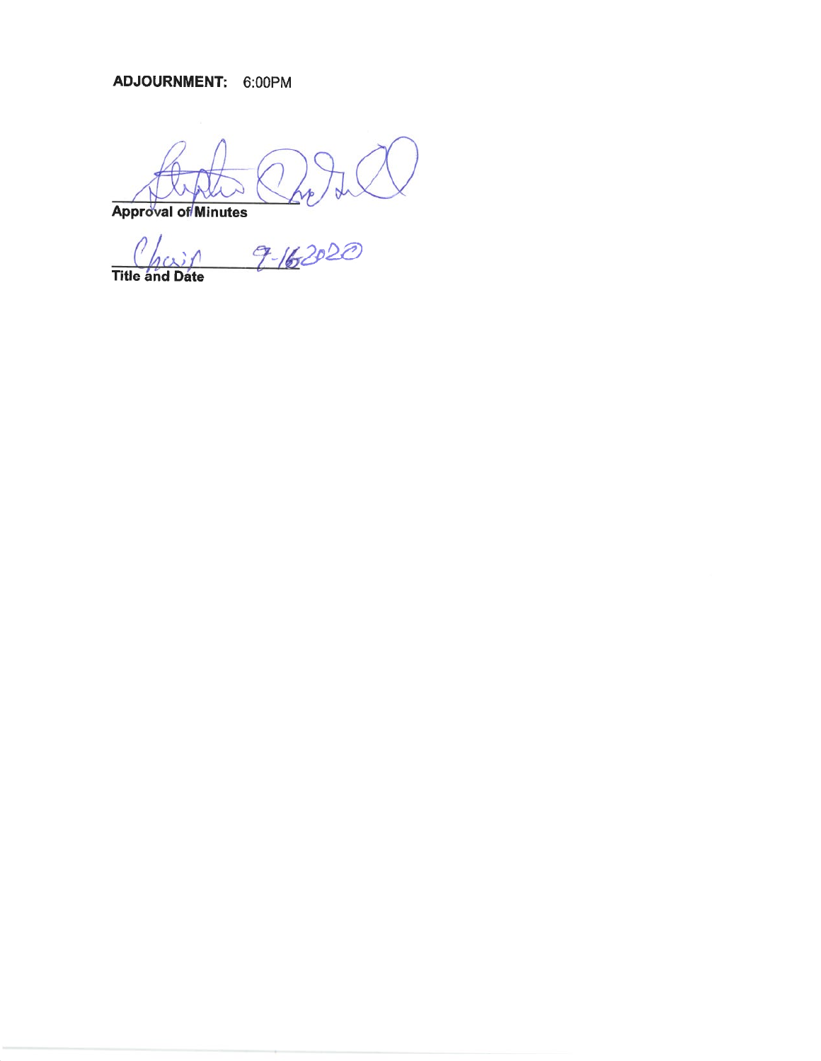**ADJOURNMENT:** 6:00PM

Approval of Minutes

Chair 9-16-2020

Title and Date